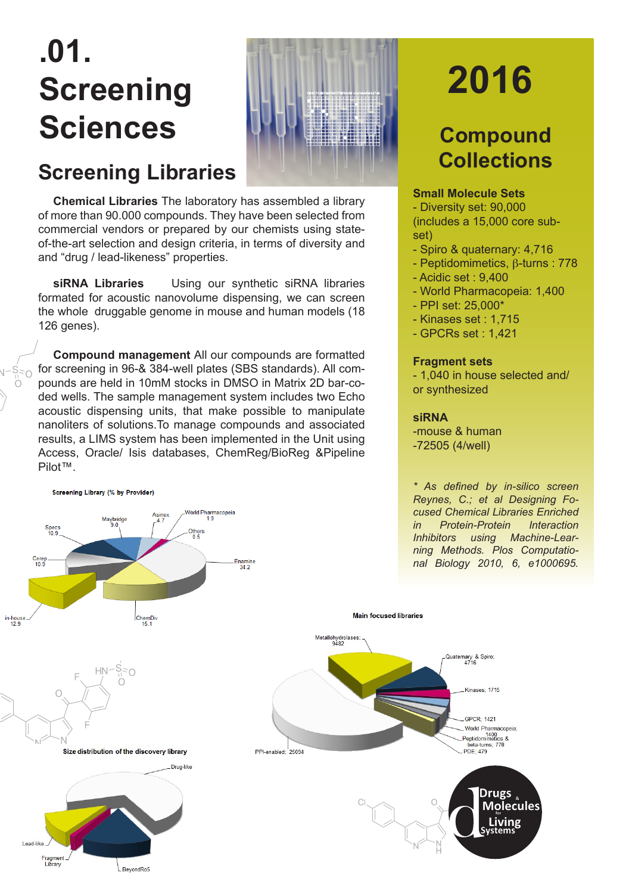# .01. Screening Sciences

## Screening Libraries

**Chemical Libraries** The laboratory has assembled a library of more than 90.000 compounds. They have been selected from commercial vendors or prepared by our chemists using state-of-the-art selection and design criteria, in terms of diversity and and "drug / lead-likeness" properties.

**siRNA Libraries** Using our synthetic siRNA libraries formated for acoustic nanovolume dispensing, we can screen the whole druggable genome in mouse and human models (18 126 genes).

**Compound management** All our compounds are formatted for screening in 96-& 384-well plates (SBS standards). All compounds are held in 10mM stocks in DMSO in Matrix 2D bar-coded wells. The sample management system includes two Echo acoustic dispensing units, that make possible to manipulate nanoliters of solutions.To manage compounds and associated results, a LIMS system has been implemented in the Unit using Access, Oracle/ Isis databases, ChemReg/BioReg &Pipeline Pilot™.

Screening Library (% by Provider)

| Provider | % |
|---|---|
| Enamine | 34.2 |
| ChemDiv | 15.1 |
| in-house | 12.9 |
| Cerep | 10.9 |
| Specs | 10.9 |
| Maybridge | 9.0 |
| Asinex | 4.7 |
| World Pharmacopeia | 1.9 |
| Others | 0.5 |

Main focused libraries

| Library | Number |
|---|---|
| PPI-enabled | 25094 |
| Metallohydrolases | 9482 |
| Quaternary & Spiro | 4716 |
| Kinases | 1715 |
| GPCR | 1421 |
| World Pharmacopeia | 1400 |
| Peptidomimetics & beta-turns | 778 |
| PDE | 479 |

Size distribution of the discovery library

- Drug-like
- Lead-like
- Fragment Library
- BeyondRo5

# 2016

## Compound Collections

**Small Molecule Sets**
- Diversity set: 90,000 (includes a 15,000 core sub-set)
- Spiro & quaternary: 4,716
- Peptidomimetics, $\beta$-turns : 778
- Acidic set : 9,400
- World Pharmacopeia: 1,400
- PPI set: 25,000*
- Kinases set : 1,715
- GPCRs set : 1,421

**Fragment sets**
- 1,040 in house selected and/ or synthesized

**siRNA**
- mouse & human
- 72505 (4/well)

*\* As defined by in-silico screen Reynes, C.; et al Designing Focused Chemical Libraries Enriched in Protein-Protein Interaction Inhibitors using Machine-Learning Methods. Plos Computational Biology 2010, 6, e1000695.*

Drugs & Molecules for Living Systems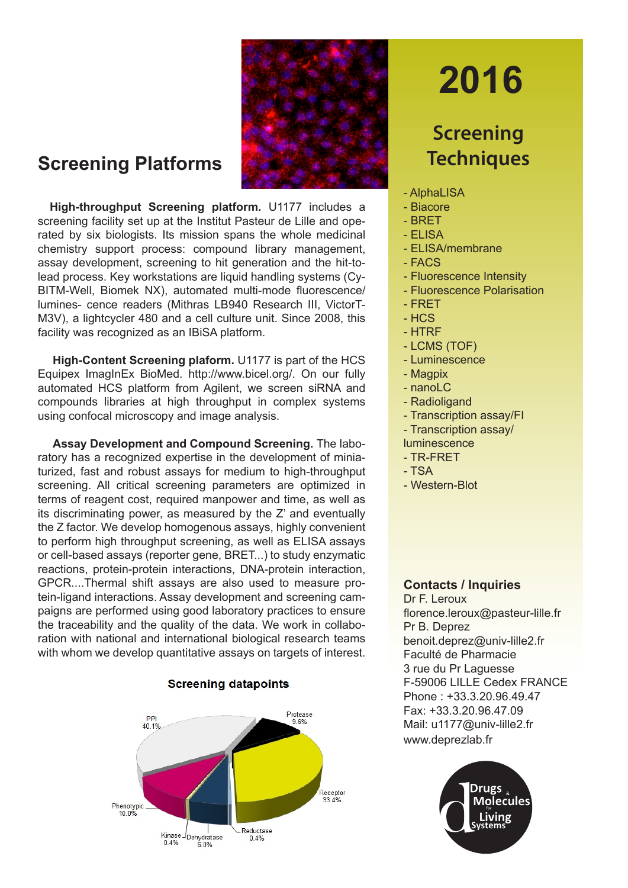# Screening Platforms

**High-throughput Screening platform.** U1177 includes a screening facility set up at the Institut Pasteur de Lille and operated by six biologists. Its mission spans the whole medicinal chemistry support process: compound library management, assay development, screening to hit generation and the hit-to-lead process. Key workstations are liquid handling systems (CyBITM-Well, Biomek NX), automated multi-mode fluorescence/lumines- cence readers (Mithras LB940 Research III, VictorT-M3V), a lightcycler 480 and a cell culture unit. Since 2008, this facility was recognized as an IBiSA platform.

**High-Content Screening plaform.** U1177 is part of the HCS Equipex ImagInEx BioMed. http://www.bicel.org/. On our fully automated HCS platform from Agilent, we screen siRNA and compounds libraries at high throughput in complex systems using confocal microscopy and image analysis.

**Assay Development and Compound Screening.** The laboratory has a recognized expertise in the development of miniaturized, fast and robust assays for medium to high-throughput screening. All critical screening parameters are optimized in terms of reagent cost, required manpower and time, as well as its discriminating power, as measured by the Z' and eventually the Z factor. We develop homogenous assays, highly convenient to perform high throughput screening, as well as ELISA assays or cell-based assays (reporter gene, BRET...) to study enzymatic reactions, protein-protein interactions, DNA-protein interaction, GPCR....Thermal shift assays are also used to measure protein-ligand interactions. Assay development and screening campaigns are performed using good laboratory practices to ensure the traceability and the quality of the data. We work in collaboration with national and international biological research teams with whom we develop quantitative assays on targets of interest.

**Screening datapoints**

PPI 40.1%
Protease 9.6%
Receptor 33.4%
Reductase 0.4%
Dehydratase 6.0%
Kinase 0.4%
Phenotypic 10.0%

# 2016

## Screening Techniques

- AlphaLISA
- Biacore
- BRET
- ELISA
- ELISA/membrane
- FACS
- Fluorescence Intensity
- Fluorescence Polarisation
- FRET
- HCS
- HTRF
- LCMS (TOF)
- Luminescence
- Magpix
- nanoLC
- Radioligand
- Transcription assay/FI
- Transcription assay/luminescence
- TR-FRET
- TSA
- Western-Blot

**Contacts / Inquiries**

Dr F. Leroux
florence.leroux@pasteur-lille.fr
Pr B. Deprez
benoit.deprez@univ-lille2.fr
Faculté de Pharmacie
3 rue du Pr Laguesse
F-59006 LILLE Cedex FRANCE
Phone : +33.3.20.96.49.47
Fax: +33.3.20.96.47.09
Mail: u1177@univ-lille2.fr
www.deprezlab.fr

Drugs & Molecules for Living Systems